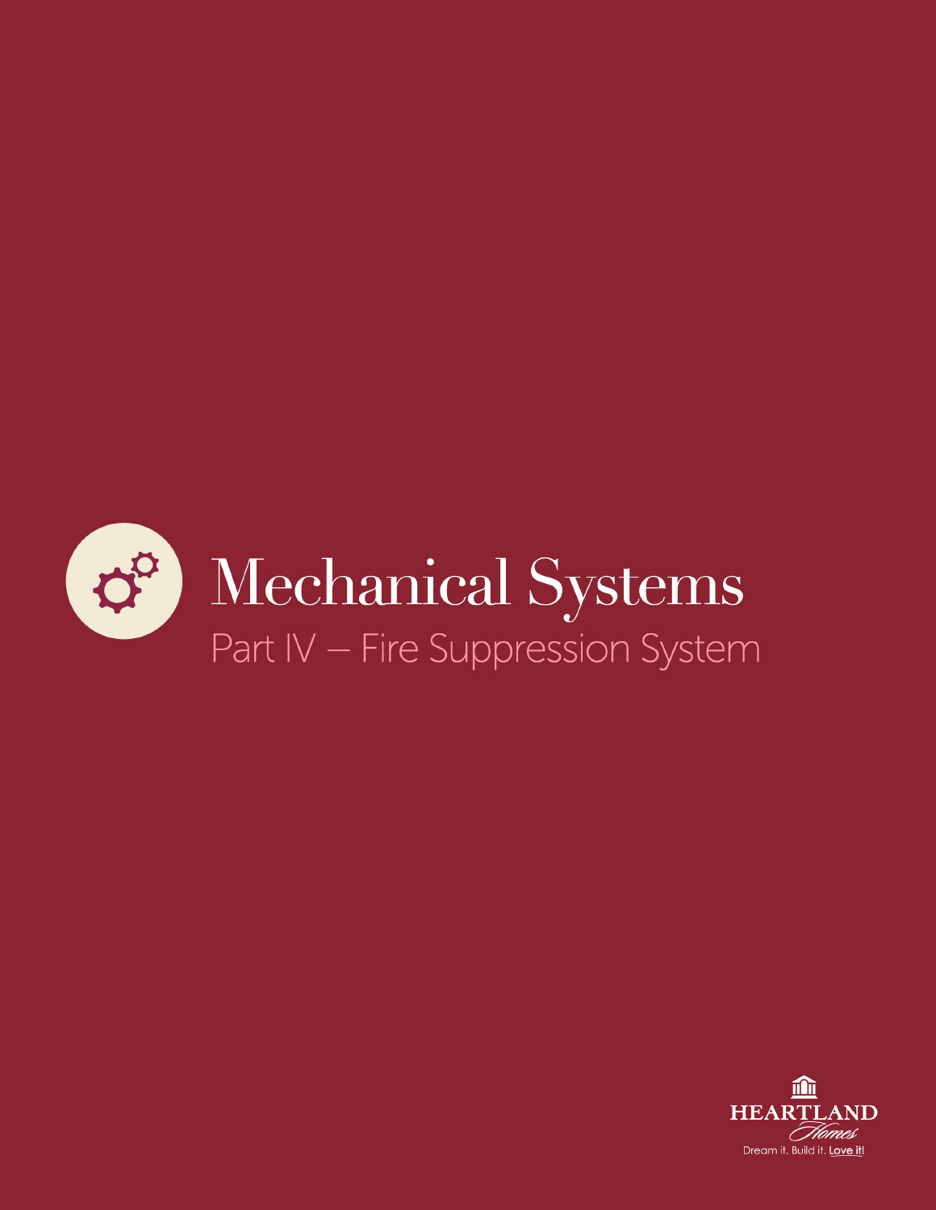# Mechanical Systems

## Part IV – Fire Suppression System

HEARTLAND Homes

Dream it. Build it. Love it!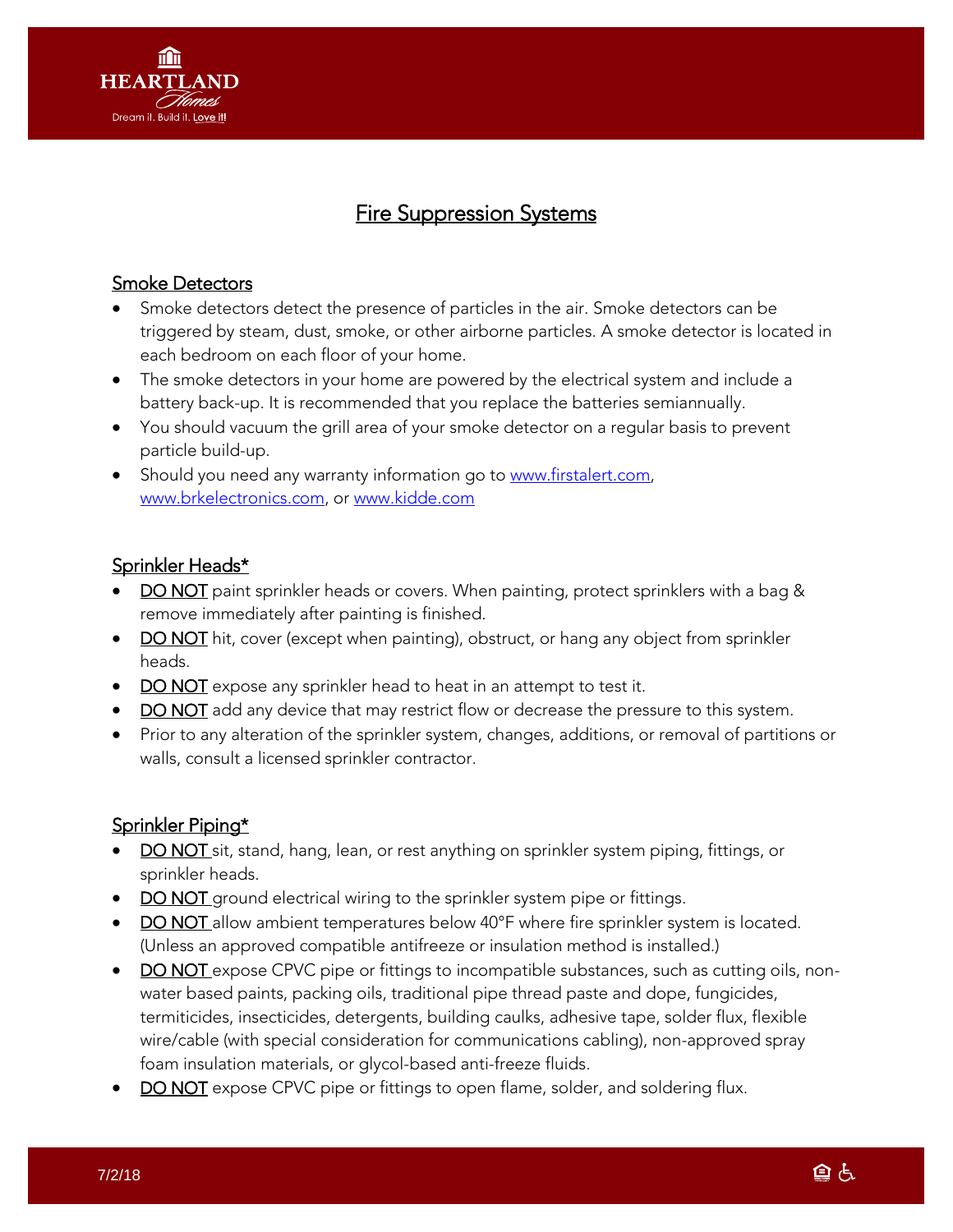# Fire Suppression Systems

## Smoke Detectors

- Smoke detectors detect the presence of particles in the air. Smoke detectors can be triggered by steam, dust, smoke, or other airborne particles. A smoke detector is located in each bedroom on each floor of your home.
- The smoke detectors in your home are powered by the electrical system and include a battery back-up. It is recommended that you replace the batteries semiannually.
- You should vacuum the grill area of your smoke detector on a regular basis to prevent particle build-up.
- Should you need any warranty information go to www.firstalert.com, www.brkelectronics.com, or www.kidde.com

## Sprinkler Heads*

- DO NOT paint sprinkler heads or covers. When painting, protect sprinklers with a bag & remove immediately after painting is finished.
- DO NOT hit, cover (except when painting), obstruct, or hang any object from sprinkler heads.
- DO NOT expose any sprinkler head to heat in an attempt to test it.
- DO NOT add any device that may restrict flow or decrease the pressure to this system.
- Prior to any alteration of the sprinkler system, changes, additions, or removal of partitions or walls, consult a licensed sprinkler contractor.

## Sprinkler Piping*

- DO NOT sit, stand, hang, lean, or rest anything on sprinkler system piping, fittings, or sprinkler heads.
- DO NOT ground electrical wiring to the sprinkler system pipe or fittings.
- DO NOT allow ambient temperatures below 40°F where fire sprinkler system is located. (Unless an approved compatible antifreeze or insulation method is installed.)
- DO NOT expose CPVC pipe or fittings to incompatible substances, such as cutting oils, non-water based paints, packing oils, traditional pipe thread paste and dope, fungicides, termiticides, insecticides, detergents, building caulks, adhesive tape, solder flux, flexible wire/cable (with special consideration for communications cabling), non-approved spray foam insulation materials, or glycol-based anti-freeze fluids.
- DO NOT expose CPVC pipe or fittings to open flame, solder, and soldering flux.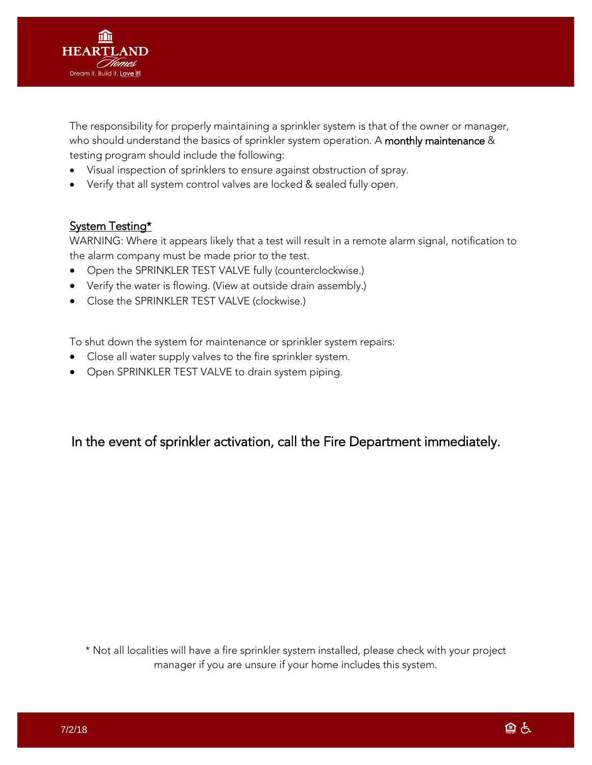The responsibility for properly maintaining a sprinkler system is that of the owner or manager, who should understand the basics of sprinkler system operation. A **monthly maintenance** & testing program should include the following:

- Visual inspection of sprinklers to ensure against obstruction of spray.
- Verify that all system control valves are locked & sealed fully open.

## System Testing*

WARNING: Where it appears likely that a test will result in a remote alarm signal, notification to the alarm company must be made prior to the test.

- Open the SPRINKLER TEST VALVE fully (counterclockwise.)
- Verify the water is flowing. (View at outside drain assembly.)
- Close the SPRINKLER TEST VALVE (clockwise.)

To shut down the system for maintenance or sprinkler system repairs:

- Close all water supply valves to the fire sprinkler system.
- Open SPRINKLER TEST VALVE to drain system piping.

### In the event of sprinkler activation, call the Fire Department immediately.

* Not all localities will have a fire sprinkler system installed, please check with your project manager if you are unsure if your home includes this system.